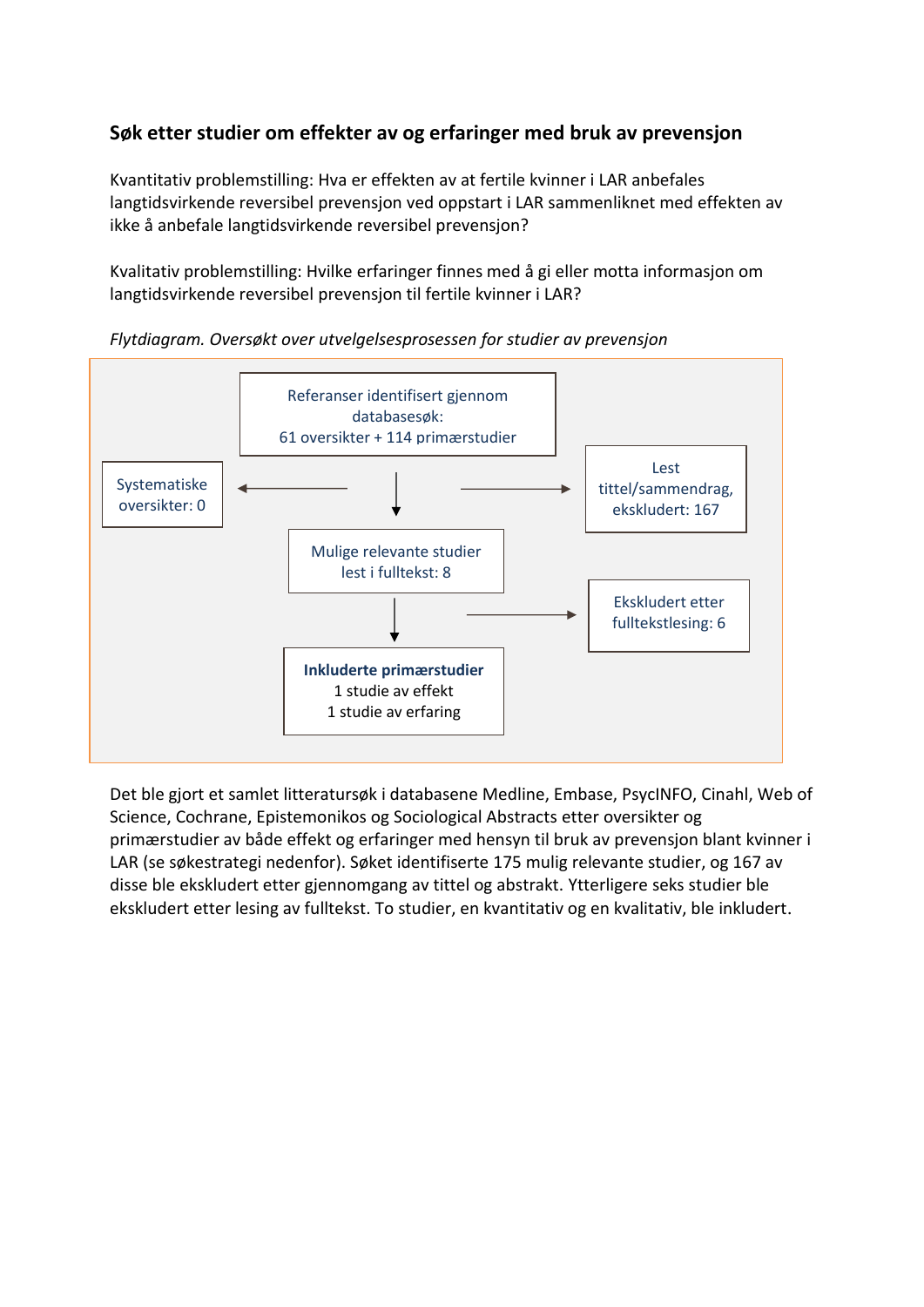## Søk etter studier om effekter av og erfaringer med bruk av prevensjon

Kvantitativ problemstilling: Hva er effekten av at fertile kvinner i LAR anbefales langtidsvirkende reversibel prevensjon ved oppstart i LAR sammenliknet med effekten av ikke å anbefale langtidsvirkende reversibel prevensjon?

Kvalitativ problemstilling: Hvilke erfaringer finnes med å gi eller motta informasjon om langtidsvirkende reversibel prevensjon til fertile kvinner i LAR?

*Flytdiagram. Oversøkt over utvelgelsesprosessen for studier av prevensjon*

Referanser identifisert gjennom databasesøk:
61 oversikter + 114 primærstudier

→ Systematiske oversikter: 0

→ Lest tittel/sammendrag, ekskludert: 167

↓

Mulige relevante studier lest i fulltekst: 8

→ Ekskludert etter fulltekstlesing: 6

↓

**Inkluderte primærstudier**
1 studie av effekt
1 studie av erfaring

Det ble gjort et samlet litteratursøk i databasene Medline, Embase, PsycINFO, Cinahl, Web of Science, Cochrane, Epistemonikos og Sociological Abstracts etter oversikter og primærstudier av både effekt og erfaringer med hensyn til bruk av prevensjon blant kvinner i LAR (se søkestrategi nedenfor). Søket identifiserte 175 mulig relevante studier, og 167 av disse ble ekskludert etter gjennomgang av tittel og abstrakt. Ytterligere seks studier ble ekskludert etter lesing av fulltekst. To studier, en kvantitativ og en kvalitativ, ble inkludert.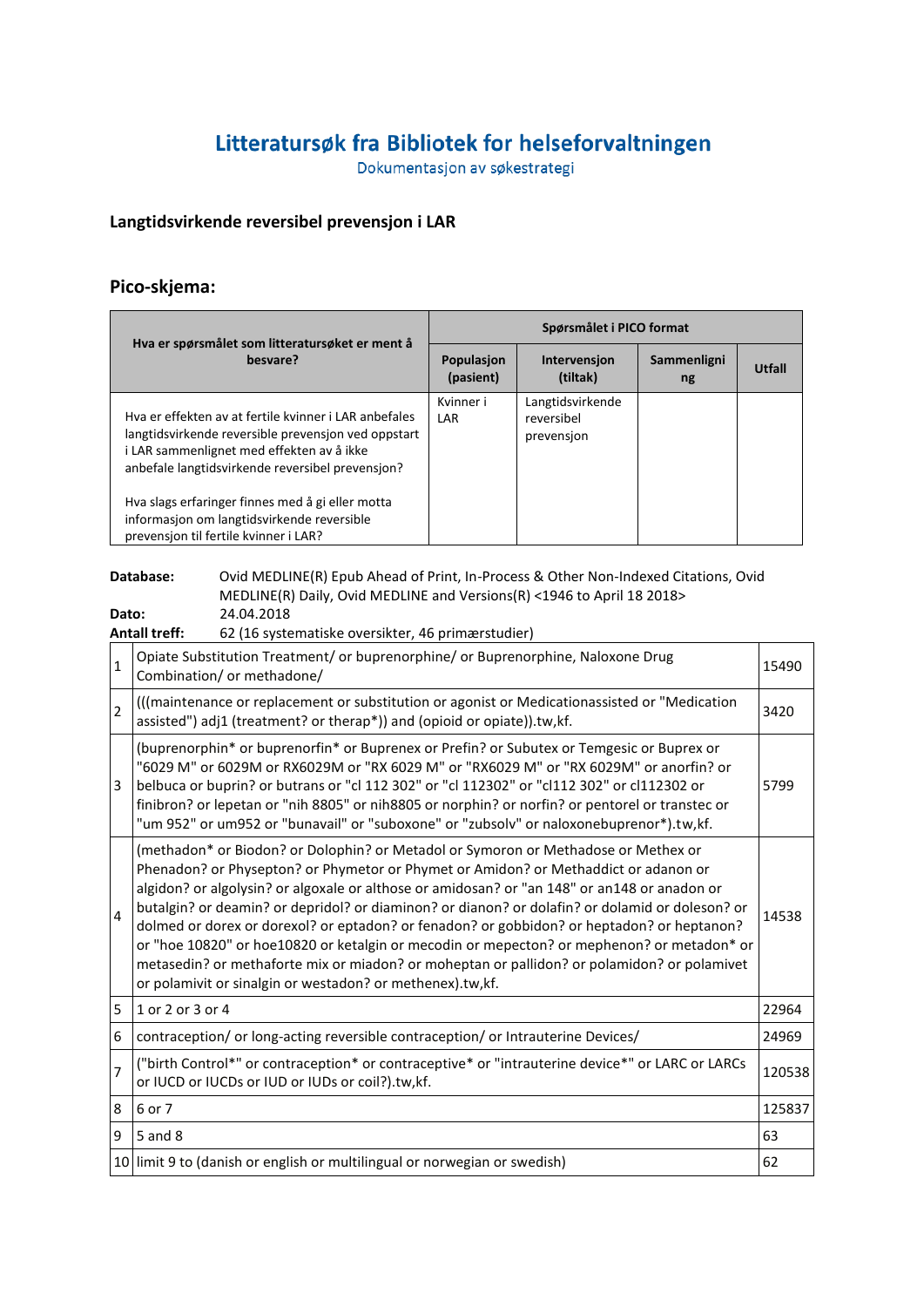# Litteratursøk fra Bibliotek for helseforvaltningen

Dokumentasjon av søkestrategi

## Langtidsvirkende reversibel prevensjon i LAR

## Pico-skjema:

| Hva er spørsmålet som litteratursøket er ment å besvare? | Spørsmålet i PICO format | | | |
|---|---|---|---|---|
| | Populasjon (pasient) | Intervensjon (tiltak) | Sammenligning | Utfall |
| Hva er effekten av at fertile kvinner i LAR anbefales langtidsvirkende reversible prevensjon ved oppstart i LAR sammenlignet med effekten av å ikke anbefale langtidsvirkende reversibel prevensjon?<br><br>Hva slags erfaringer finnes med å gi eller motta informasjon om langtidsvirkende reversible prevensjon til fertile kvinner i LAR? | Kvinner i LAR | Langtidsvirkende reversibel prevensjon | | |

**Database:** Ovid MEDLINE(R) Epub Ahead of Print, In-Process & Other Non-Indexed Citations, Ovid MEDLINE(R) Daily, Ovid MEDLINE and Versions(R) <1946 to April 18 2018>

**Dato:** 24.04.2018

**Antall treff:** 62 (16 systematiske oversikter, 46 primærstudier)

| # | Søk | Treff |
|---|---|---|
| 1 | Opiate Substitution Treatment/ or buprenorphine/ or Buprenorphine, Naloxone Drug Combination/ or methadone/ | 15490 |
| 2 | (((maintenance or replacement or substitution or agonist or Medicationassisted or "Medication assisted") adj1 (treatment? or therap*)) and (opioid or opiate)).tw,kf. | 3420 |
| 3 | (buprenorphin* or buprenorfin* or Buprenex or Prefin? or Subutex or Temgesic or Buprex or "6029 M" or 6029M or RX6029M or "RX 6029 M" or "RX6029 M" or "RX 6029M" or anorfin? or belbuca or buprin? or butrans or "cl 112 302" or "cl 112302" or "cl112 302" or cl112302 or finibron? or lepetan or "nih 8805" or nih8805 or norphin? or norfin? or pentorel or transtec or "um 952" or um952 or "bunavail" or "suboxone" or "zubsolv" or naloxonebuprenor*).tw,kf. | 5799 |
| 4 | (methadon* or Biodon? or Dolophin? or Metadol or Symoron or Methadose or Methex or Phenadon? or Physepton? or Phymetor or Phymet or Amidon? or Methaddict or adanon or algidon? or algolysin? or algoxale or althose or amidosan? or "an 148" or an148 or anadon or butalgin? or deamin? or depridol? or diaminon? or dianon? or dolafin? or dolamid or doleson? or dolmed or dorex or dorexol? or eptadon? or fenadon? or gobbidon? or heptadon? or heptanon? or "hoe 10820" or hoe10820 or ketalgin or mecodin or mepecton? or mephenon? or metadon* or metasedin? or methaforte mix or miadon? or moheptan or pallidon? or polamidon? or polamivet or polamivit or sinalgin or westadon? or methenex).tw,kf. | 14538 |
| 5 | 1 or 2 or 3 or 4 | 22964 |
| 6 | contraception/ or long-acting reversible contraception/ or Intrauterine Devices/ | 24969 |
| 7 | ("birth Control*" or contraception* or contraceptive* or "intrauterine device*" or LARC or LARCs or IUCD or IUCDs or IUD or IUDs or coil?).tw,kf. | 120538 |
| 8 | 6 or 7 | 125837 |
| 9 | 5 and 8 | 63 |
| 10 | limit 9 to (danish or english or multilingual or norwegian or swedish) | 62 |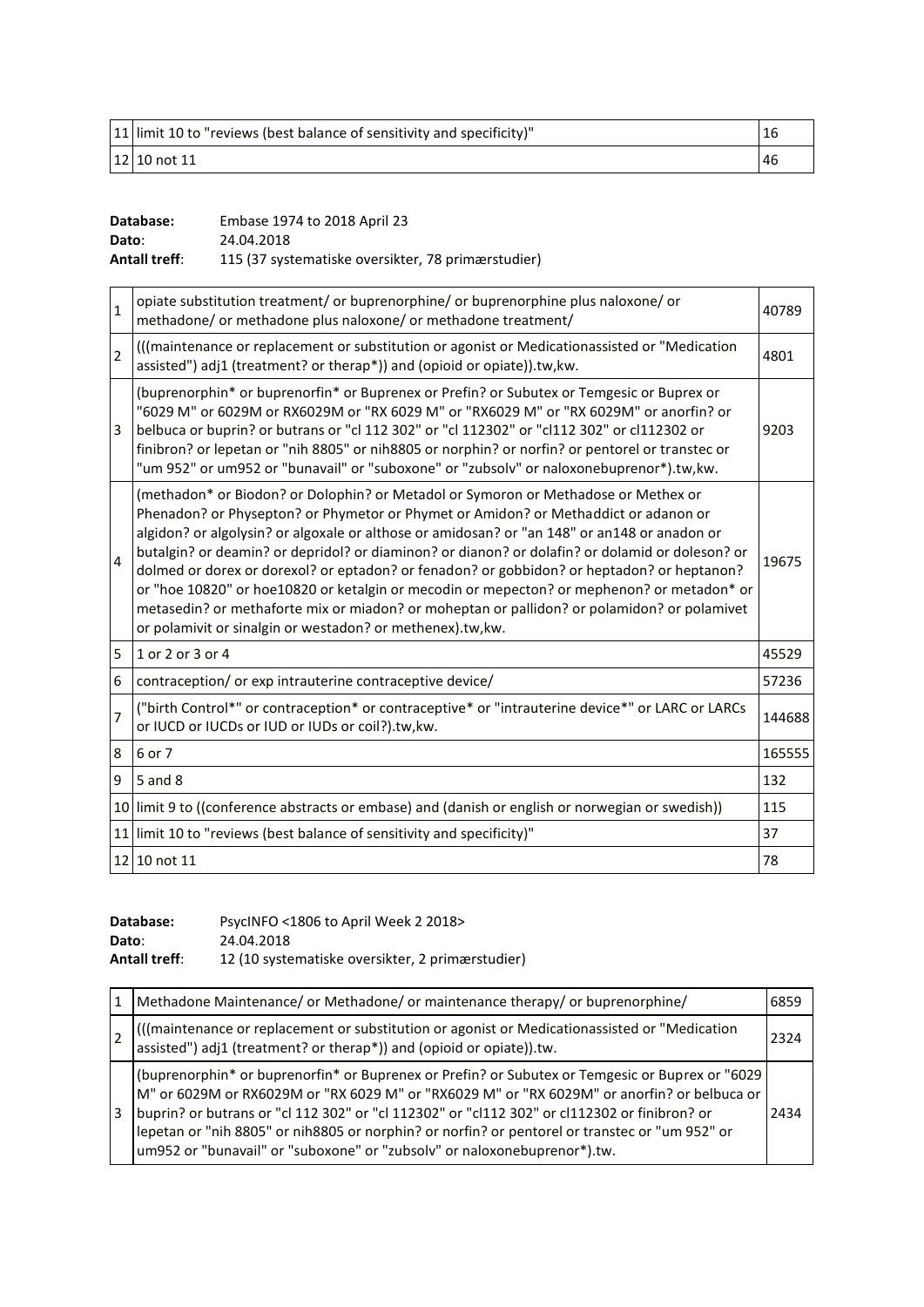| | | |
|---|---|---|
| 11 | limit 10 to "reviews (best balance of sensitivity and specificity)" | 16 |
| 12 | 10 not 11 | 46 |

**Database:** Embase 1974 to 2018 April 23
**Dato**: 24.04.2018
**Antall treff**: 115 (37 systematiske oversikter, 78 primærstudier)

| | | |
|---|---|---|
| 1 | opiate substitution treatment/ or buprenorphine/ or buprenorphine plus naloxone/ or methadone/ or methadone plus naloxone/ or methadone treatment/ | 40789 |
| 2 | (((maintenance or replacement or substitution or agonist or Medicationassisted or "Medication assisted") adj1 (treatment? or therap*)) and (opioid or opiate)).tw,kw. | 4801 |
| 3 | (buprenorphin* or buprenorfin* or Buprenex or Prefin? or Subutex or Temgesic or Buprex or "6029 M" or 6029M or RX6029M or "RX 6029 M" or "RX6029 M" or "RX 6029M" or anorfin? or belbuca or buprin? or butrans or "cl 112 302" or "cl 112302" or "cl112 302" or cl112302 or finibron? or lepetan or "nih 8805" or nih8805 or norphin? or norfin? or pentorel or transtec or "um 952" or um952 or "bunavail" or "suboxone" or "zubsolv" or naloxonebuprenor*).tw,kw. | 9203 |
| 4 | (methadon* or Biodon? or Dolophin? or Metadol or Symoron or Methadose or Methex or Phenadon? or Physepton? or Phymetor or Phymet or Amidon? or Methaddict or adanon or algidon? or algolysin? or algoxale or althose or amidosan? or "an 148" or an148 or anadon or butalgin? or deamin? or depridol? or diaminon? or dianon? or dolafin? or dolamid or doleson? or dolmed or dorex or dorexol? or eptadon? or fenadon? or gobbidon? or heptadon? or heptanon? or "hoe 10820" or hoe10820 or ketalgin or mecodin or mepecton? or mephenon? or metadon* or metasedin? or methaforte mix or miadon? or moheptan or pallidon? or polamidon? or polamivet or polamivit or sinalgin or westadon? or methenex).tw,kw. | 19675 |
| 5 | 1 or 2 or 3 or 4 | 45529 |
| 6 | contraception/ or exp intrauterine contraceptive device/ | 57236 |
| 7 | ("birth Control*" or contraception* or contraceptive* or "intrauterine device*" or LARC or LARCs or IUCD or IUCDs or IUD or IUDs or coil?).tw,kw. | 144688 |
| 8 | 6 or 7 | 165555 |
| 9 | 5 and 8 | 132 |
| 10 | limit 9 to ((conference abstracts or embase) and (danish or english or norwegian or swedish)) | 115 |
| 11 | limit 10 to "reviews (best balance of sensitivity and specificity)" | 37 |
| 12 | 10 not 11 | 78 |

**Database:** PsycINFO <1806 to April Week 2 2018>
**Dato**: 24.04.2018
**Antall treff**: 12 (10 systematiske oversikter, 2 primærstudier)

| | | |
|---|---|---|
| 1 | Methadone Maintenance/ or Methadone/ or maintenance therapy/ or buprenorphine/ | 6859 |
| 2 | (((maintenance or replacement or substitution or agonist or Medicationassisted or "Medication assisted") adj1 (treatment? or therap*)) and (opioid or opiate)).tw. | 2324 |
| 3 | (buprenorphin* or buprenorfin* or Buprenex or Prefin? or Subutex or Temgesic or Buprex or "6029 M" or 6029M or RX6029M or "RX 6029 M" or "RX6029 M" or "RX 6029M" or anorfin? or belbuca or buprin? or butrans or "cl 112 302" or "cl 112302" or "cl112 302" or cl112302 or finibron? or lepetan or "nih 8805" or nih8805 or norphin? or norfin? or pentorel or transtec or "um 952" or um952 or "bunavail" or "suboxone" or "zubsolv" or naloxonebuprenor*).tw. | 2434 |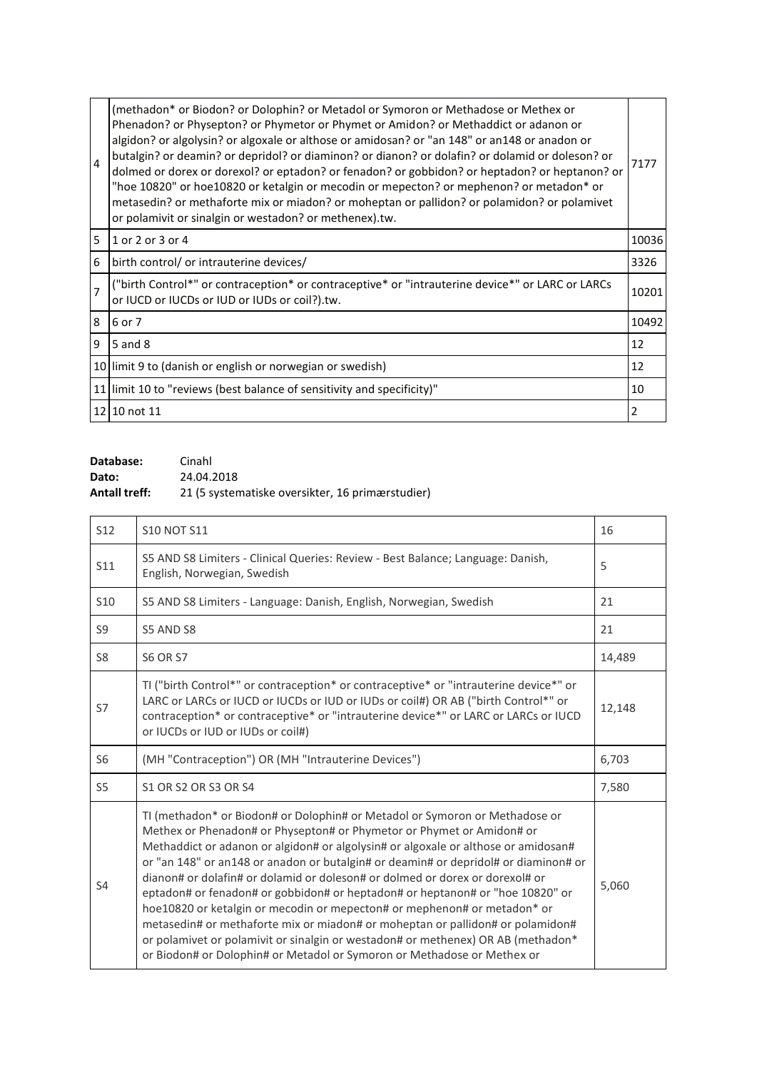| | | |
|---|---|---|
| 4 | (methadon* or Biodon? or Dolophin? or Metadol or Symoron or Methadose or Methex or Phenadon? or Physepton? or Phymetor or Phymet or Amidon? or Methaddict or adanon or algidon? or algolysin? or algoxale or althose or amidosan? or "an 148" or an148 or anadon or butalgin? or deamin? or depridol? or diaminon? or dianon? or dolafin? or dolamid or doleson? or dolmed or dorex or dorexol? or eptadon? or fenadon? or gobbidon? or heptadon? or heptanon? or "hoe 10820" or hoe10820 or ketalgin or mecodin or mepecton? or mephenon? or metadon* or metasedin? or methaforte mix or miadon? or moheptan or pallidon? or polamidon? or polamivet or polamivit or sinalgin or westadon? or methenex).tw. | 7177 |
| 5 | 1 or 2 or 3 or 4 | 10036 |
| 6 | birth control/ or intrauterine devices/ | 3326 |
| 7 | ("birth Control*" or contraception* or contraceptive* or "intrauterine device*" or LARC or LARCs or IUCD or IUCDs or IUD or IUDs or coil?).tw. | 10201 |
| 8 | 6 or 7 | 10492 |
| 9 | 5 and 8 | 12 |
| 10 | limit 9 to (danish or english or norwegian or swedish) | 12 |
| 11 | limit 10 to "reviews (best balance of sensitivity and specificity)" | 10 |
| 12 | 10 not 11 | 2 |

**Database:** Cinahl
**Dato:** 24.04.2018
**Antall treff:** 21 (5 systematiske oversikter, 16 primærstudier)

| | | |
|---|---|---|
| S12 | S10 NOT S11 | 16 |
| S11 | S5 AND S8 Limiters - Clinical Queries: Review - Best Balance; Language: Danish, English, Norwegian, Swedish | 5 |
| S10 | S5 AND S8 Limiters - Language: Danish, English, Norwegian, Swedish | 21 |
| S9 | S5 AND S8 | 21 |
| S8 | S6 OR S7 | 14,489 |
| S7 | TI ("birth Control*" or contraception* or contraceptive* or "intrauterine device*" or LARC or LARCs or IUCD or IUCDs or IUD or IUDs or coil#) OR AB ("birth Control*" or contraception* or contraceptive* or "intrauterine device*" or LARC or LARCs or IUCD or IUCDs or IUD or IUDs or coil#) | 12,148 |
| S6 | (MH "Contraception") OR (MH "Intrauterine Devices") | 6,703 |
| S5 | S1 OR S2 OR S3 OR S4 | 7,580 |
| S4 | TI (methadon* or Biodon# or Dolophin# or Metadol or Symoron or Methadose or Methex or Phenadon# or Physepton# or Phymetor or Phymet or Amidon# or Methaddict or adanon or algidon# or algolysin# or algoxale or althose or amidosan# or "an 148" or an148 or anadon or butalgin# or deamin# or depridol# or diaminon# or dianon# or dolafin# or dolamid or doleson# or dolmed or dorex or dorexol# or eptadon# or fenadon# or gobbidon# or heptadon# or heptanon# or "hoe 10820" or hoe10820 or ketalgin or mecodin or mepecton# or mephenon# or metadon* or metasedin# or methaforte mix or miadon# or moheptan or pallidon# or polamidon# or polamivet or polamivit or sinalgin or westadon# or methenex) OR AB (methadon* or Biodon# or Dolophin# or Metadol or Symoron or Methadose or Methex or | 5,060 |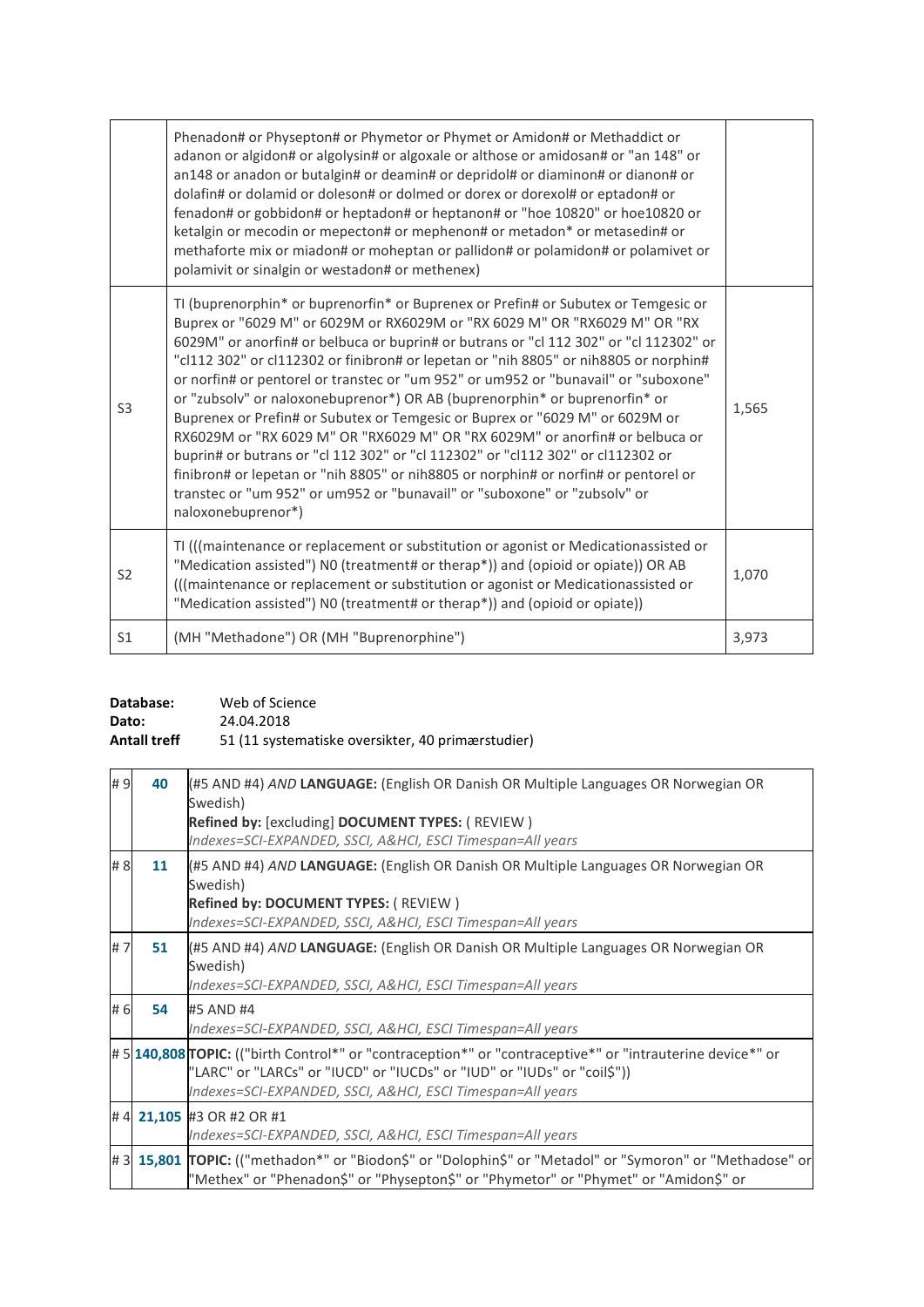| | | |
|---|---|---|
| | Phenadon# or Physepton# or Phymetor or Phymet or Amidon# or Methaddict or adanon or algidon# or algolysin# or algoxale or althose or amidosan# or "an 148" or an148 or anadon or butalgin# or deamin# or depridol# or diaminon# or dianon# or dolafin# or dolamid or doleson# or dolmed or dorex or dorexol# or eptadon# or fenadon# or gobbidon# or heptadon# or heptanon# or "hoe 10820" or hoe10820 or ketalgin or mecodin or mepecton# or mephenon# or metadon* or metasedin# or methaforte mix or miadon# or moheptan or pallidon# or polamidon# or polamivet or polamivit or sinalgin or westadon# or methenex) | |
| S3 | TI (buprenorphin* or buprenorfin* or Buprenex or Prefin# or Subutex or Temgesic or Buprex or "6029 M" or 6029M or RX6029M or "RX 6029 M" OR "RX6029 M" OR "RX 6029M" or anorfin# or belbuca or buprin# or butrans or "cl 112 302" or "cl 112302" or "cl112 302" or cl112302 or finibron# or lepetan or "nih 8805" or nih8805 or norphin# or norfin# or pentorel or transtec or "um 952" or um952 or "bunavail" or "suboxone" or "zubsolv" or naloxonebuprenor*) OR AB (buprenorphin* or buprenorfin* or Buprenex or Prefin# or Subutex or Temgesic or Buprex or "6029 M" or 6029M or RX6029M or "RX 6029 M" OR "RX6029 M" OR "RX 6029M" or anorfin# or belbuca or buprin# or butrans or "cl 112 302" or "cl 112302" or "cl112 302" or cl112302 or finibron# or lepetan or "nih 8805" or nih8805 or norphin# or norfin# or pentorel or transtec or "um 952" or um952 or "bunavail" or "suboxone" or "zubsolv" or naloxonebuprenor*) | 1,565 |
| S2 | TI (((maintenance or replacement or substitution or agonist or Medicationassisted or "Medication assisted") N0 (treatment# or therap*)) and (opioid or opiate)) OR AB (((maintenance or replacement or substitution or agonist or Medicationassisted or "Medication assisted") N0 (treatment# or therap*)) and (opioid or opiate)) | 1,070 |
| S1 | (MH "Methadone") OR (MH "Buprenorphine") | 3,973 |

**Database:** Web of Science
**Dato:** 24.04.2018
**Antall treff** 51 (11 systematiske oversikter, 40 primærstudier)

| | | |
|---|---|---|
| # 9 | 40 | (#5 AND #4) *AND* **LANGUAGE:** (English OR Danish OR Multiple Languages OR Norwegian OR Swedish)<br>**Refined by:** [excluding] **DOCUMENT TYPES:** ( REVIEW )<br>*Indexes=SCI-EXPANDED, SSCI, A&HCI, ESCI Timespan=All years* |
| # 8 | 11 | (#5 AND #4) *AND* **LANGUAGE:** (English OR Danish OR Multiple Languages OR Norwegian OR Swedish)<br>**Refined by: DOCUMENT TYPES:** ( REVIEW )<br>*Indexes=SCI-EXPANDED, SSCI, A&HCI, ESCI Timespan=All years* |
| # 7 | 51 | (#5 AND #4) *AND* **LANGUAGE:** (English OR Danish OR Multiple Languages OR Norwegian OR Swedish)<br>*Indexes=SCI-EXPANDED, SSCI, A&HCI, ESCI Timespan=All years* |
| # 6 | 54 | #5 AND #4<br>*Indexes=SCI-EXPANDED, SSCI, A&HCI, ESCI Timespan=All years* |
| # 5 | 140,808 | **TOPIC:** (("birth Control*" or "contraception*" or "contraceptive*" or "intrauterine device*" or "LARC" or "LARCs" or "IUCD" or "IUCDs" or "IUD" or "IUDs" or "coil$"))<br>*Indexes=SCI-EXPANDED, SSCI, A&HCI, ESCI Timespan=All years* |
| # 4 | 21,105 | #3 OR #2 OR #1<br>*Indexes=SCI-EXPANDED, SSCI, A&HCI, ESCI Timespan=All years* |
| # 3 | 15,801 | **TOPIC:** (("methadon*" or "Biodon$" or "Dolophin$" or "Metadol" or "Symoron" or "Methadose" or "Methex" or "Phenadon$" or "Physepton$" or "Phymetor" or "Phymet" or "Amidon$" or |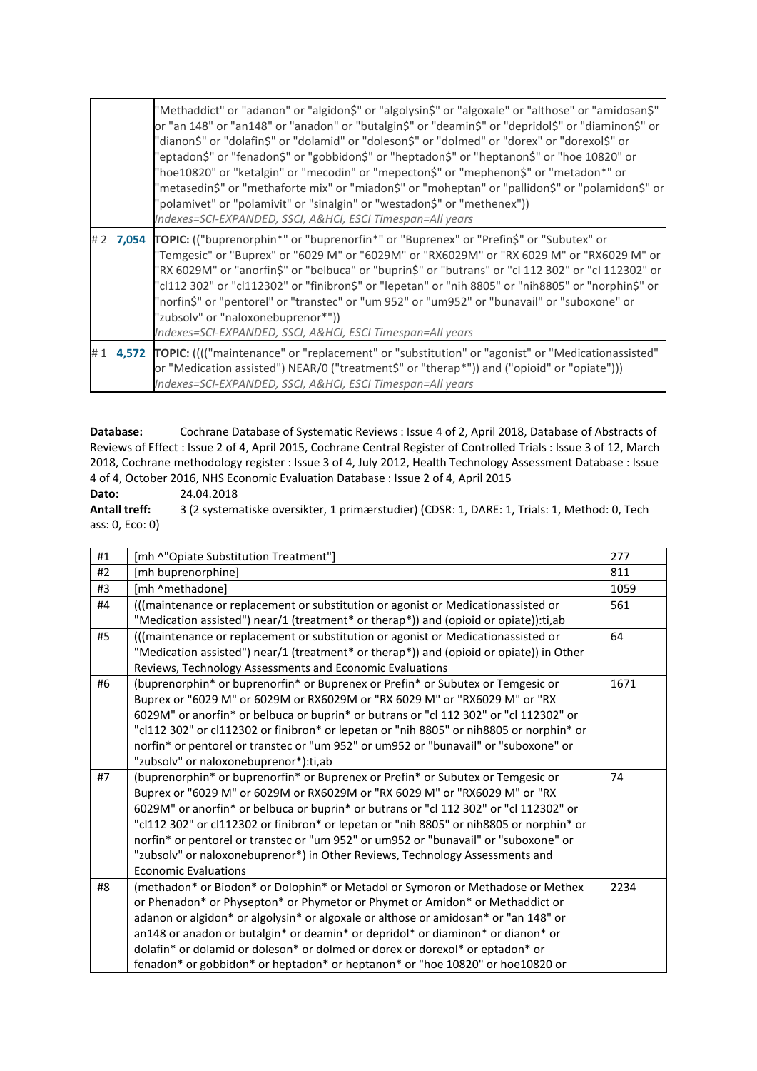| | | |
|---|---|---|
| | | "Methaddict" or "adanon" or "algidon$" or "algolysin$" or "algoxale" or "althose" or "amidosan$" or "an 148" or "an148" or "anadon" or "butalgin$" or "deamin$" or "depridol$" or "diaminon$" or "dianon$" or "dolafin$" or "dolamid" or "doleson$" or "dolmed" or "dorex" or "dorexol$" or "eptadon$" or "fenadon$" or "gobbidon$" or "heptadon$" or "heptanon$" or "hoe 10820" or "hoe10820" or "ketalgin" or "mecodin" or "mepecton$" or "mephenon$" or "metadon*" or "metasedin$" or "methaforte mix" or "miadon$" or "moheptan" or "pallidon$" or "polamidon$" or "polamivet" or "polamivit" or "sinalgin" or "westadon$" or "methenex"))<br>*Indexes=SCI-EXPANDED, SSCI, A&HCI, ESCI Timespan=All years* |
| # 2 | **7,054** | **TOPIC:** (("buprenorphin*" or "buprenorfin*" or "Buprenex" or "Prefin$" or "Subutex" or "Temgesic" or "Buprex" or "6029 M" or "6029M" or "RX6029M" or "RX 6029 M" or "RX6029 M" or "RX 6029M" or "anorfin$" or "belbuca" or "buprin$" or "butrans" or "cl 112 302" or "cl 112302" or "cl112 302" or "cl112302" or "finibron$" or "lepetan" or "nih 8805" or "nih8805" or "norphin$" or "norfin$" or "pentorel" or "transtec" or "um 952" or "um952" or "bunavail" or "suboxone" or "zubsolv" or "naloxonebuprenor*"))<br>*Indexes=SCI-EXPANDED, SSCI, A&HCI, ESCI Timespan=All years* |
| # 1 | **4,572** | **TOPIC:** (((("maintenance" or "replacement" or "substitution" or "agonist" or "Medicationassisted" or "Medication assisted") NEAR/0 ("treatment$" or "therap*")) and ("opioid" or "opiate")))<br>*Indexes=SCI-EXPANDED, SSCI, A&HCI, ESCI Timespan=All years* |

**Database:** Cochrane Database of Systematic Reviews : Issue 4 of 2, April 2018, Database of Abstracts of Reviews of Effect : Issue 2 of 4, April 2015, Cochrane Central Register of Controlled Trials : Issue 3 of 12, March 2018, Cochrane methodology register : Issue 3 of 4, July 2012, Health Technology Assessment Database : Issue 4 of 4, October 2016, NHS Economic Evaluation Database : Issue 2 of 4, April 2015

**Dato:** 24.04.2018

**Antall treff:** 3 (2 systematiske oversikter, 1 primærstudier) (CDSR: 1, DARE: 1, Trials: 1, Method: 0, Tech ass: 0, Eco: 0)

| | | |
|---|---|---|
| #1 | [mh ^"Opiate Substitution Treatment"] | 277 |
| #2 | [mh buprenorphine] | 811 |
| #3 | [mh ^methadone] | 1059 |
| #4 | (((maintenance or replacement or substitution or agonist or Medicationassisted or "Medication assisted") near/1 (treatment* or therap*)) and (opioid or opiate)):ti,ab | 561 |
| #5 | (((maintenance or replacement or substitution or agonist or Medicationassisted or "Medication assisted") near/1 (treatment* or therap*)) and (opioid or opiate)) in Other Reviews, Technology Assessments and Economic Evaluations | 64 |
| #6 | (buprenorphin* or buprenorfin* or Buprenex or Prefin* or Subutex or Temgesic or Buprex or "6029 M" or 6029M or RX6029M or "RX 6029 M" or "RX6029 M" or "RX 6029M" or anorfin* or belbuca or buprin* or butrans or "cl 112 302" or "cl 112302" or "cl112 302" or cl112302 or finibron* or lepetan or "nih 8805" or nih8805 or norphin* or norfin* or pentorel or transtec or "um 952" or um952 or "bunavail" or "suboxone" or "zubsolv" or naloxonebuprenor*):ti,ab | 1671 |
| #7 | (buprenorphin* or buprenorfin* or Buprenex or Prefin* or Subutex or Temgesic or Buprex or "6029 M" or 6029M or RX6029M or "RX 6029 M" or "RX6029 M" or "RX 6029M" or anorfin* or belbuca or buprin* or butrans or "cl 112 302" or "cl 112302" or "cl112 302" or cl112302 or finibron* or lepetan or "nih 8805" or nih8805 or norphin* or norfin* or pentorel or transtec or "um 952" or um952 or "bunavail" or "suboxone" or "zubsolv" or naloxonebuprenor*) in Other Reviews, Technology Assessments and Economic Evaluations | 74 |
| #8 | (methadon* or Biodon* or Dolophin* or Metadol or Symoron or Methadose or Methex or Phenadon* or Physepton* or Phymetor or Phymet or Amidon* or Methaddict or adanon or algidon* or algolysin* or algoxale or althose or amidosan* or "an 148" or an148 or anadon or butalgin* or deamin* or depridol* or diaminon* or dianon* or dolafin* or dolamid or doleson* or dolmed or dorex or dorexol* or eptadon* or fenadon* or gobbidon* or heptadon* or heptanon* or "hoe 10820" or hoe10820 or | 2234 |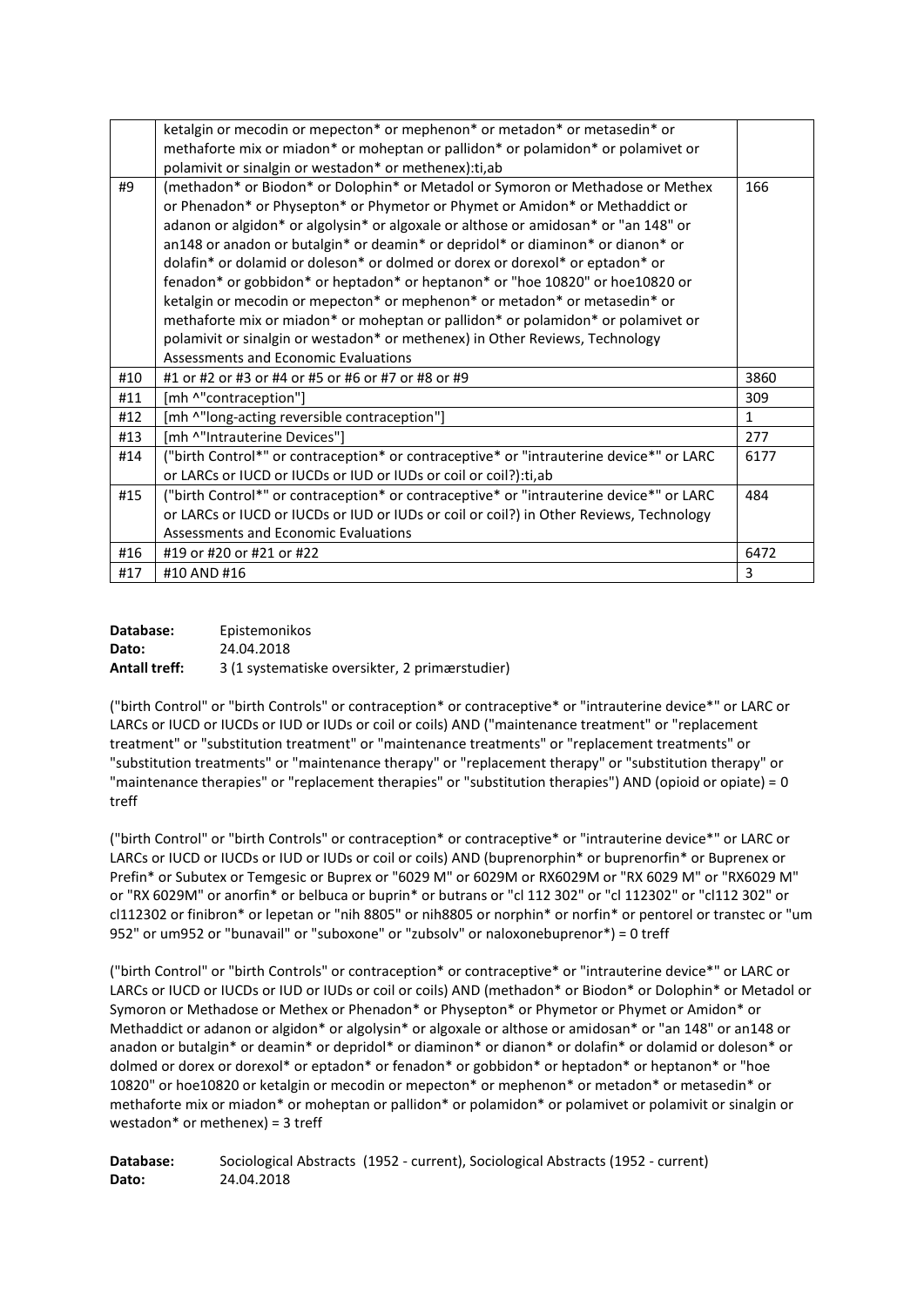| | | |
|---|---|---|
| | ketalgin or mecodin or mepecton* or mephenon* or metadon* or metasedin* or methaforte mix or miadon* or moheptan or pallidon* or polamidon* or polamivet or polamivit or sinalgin or westadon* or methenex):ti,ab | |
| #9 | (methadon* or Biodon* or Dolophin* or Metadol or Symoron or Methadose or Methex or Phenadon* or Physepton* or Phymetor or Phymet or Amidon* or Methaddict or adanon or algidon* or algolysin* or algoxale or althose or amidosan* or "an 148" or an148 or anadon or butalgin* or deamin* or depridol* or diaminon* or dianon* or dolafin* or dolamid or doleson* or dolmed or dorex or dorexol* or eptadon* or fenadon* or gobbidon* or heptadon* or heptanon* or "hoe 10820" or hoe10820 or ketalgin or mecodin or mepecton* or mephenon* or metadon* or metasedin* or methaforte mix or miadon* or moheptan or pallidon* or polamidon* or polamivet or polamivit or sinalgin or westadon* or methenex) in Other Reviews, Technology Assessments and Economic Evaluations | 166 |
| #10 | #1 or #2 or #3 or #4 or #5 or #6 or #7 or #8 or #9 | 3860 |
| #11 | [mh ^"contraception"] | 309 |
| #12 | [mh ^"long-acting reversible contraception"] | 1 |
| #13 | [mh ^"Intrauterine Devices"] | 277 |
| #14 | ("birth Control*" or contraception* or contraceptive* or "intrauterine device*" or LARC or LARCs or IUCD or IUCDs or IUD or IUDs or coil or coil?):ti,ab | 6177 |
| #15 | ("birth Control*" or contraception* or contraceptive* or "intrauterine device*" or LARC or LARCs or IUCD or IUCDs or IUD or IUDs or coil or coil?) in Other Reviews, Technology Assessments and Economic Evaluations | 484 |
| #16 | #19 or #20 or #21 or #22 | 6472 |
| #17 | #10 AND #16 | 3 |

**Database:** Epistemonikos
**Dato:** 24.04.2018
**Antall treff:** 3 (1 systematiske oversikter, 2 primærstudier)

("birth Control" or "birth Controls" or contraception* or contraceptive* or "intrauterine device*" or LARC or LARCs or IUCD or IUCDs or IUD or IUDs or coil or coils) AND ("maintenance treatment" or "replacement treatment" or "substitution treatment" or "maintenance treatments" or "replacement treatments" or "substitution treatments" or "maintenance therapy" or "replacement therapy" or "substitution therapy" or "maintenance therapies" or "replacement therapies" or "substitution therapies") AND (opioid or opiate) = 0 treff

("birth Control" or "birth Controls" or contraception* or contraceptive* or "intrauterine device*" or LARC or LARCs or IUCD or IUCDs or IUD or IUDs or coil or coils) AND (buprenorphin* or buprenorfin* or Buprenex or Prefin* or Subutex or Temgesic or Buprex or "6029 M" or 6029M or RX6029M or "RX 6029 M" or "RX6029 M" or "RX 6029M" or anorfin* or belbuca or buprin* or butrans or "cl 112 302" or "cl 112302" or "cl112 302" or cl112302 or finibron* or lepetan or "nih 8805" or nih8805 or norphin* or norfin* or pentorel or transtec or "um 952" or um952 or "bunavail" or "suboxone" or "zubsolv" or naloxonebuprenor*) = 0 treff

("birth Control" or "birth Controls" or contraception* or contraceptive* or "intrauterine device*" or LARC or LARCs or IUCD or IUCDs or IUD or IUDs or coil or coils) AND (methadon* or Biodon* or Dolophin* or Metadol or Symoron or Methadose or Methex or Phenadon* or Physepton* or Phymetor or Phymet or Amidon* or Methaddict or adanon or algidon* or algolysin* or algoxale or althose or amidosan* or "an 148" or an148 or anadon or butalgin* or deamin* or depridol* or diaminon* or dianon* or dolafin* or dolamid or doleson* or dolmed or dorex or dorexol* or eptadon* or fenadon* or gobbidon* or heptadon* or heptanon* or "hoe 10820" or hoe10820 or ketalgin or mecodin or mepecton* or mephenon* or metadon* or metasedin* or methaforte mix or miadon* or moheptan or pallidon* or polamidon* or polamivet or polamivit or sinalgin or westadon* or methenex) = 3 treff

**Database:** Sociological Abstracts (1952 - current), Sociological Abstracts (1952 - current)
**Dato:** 24.04.2018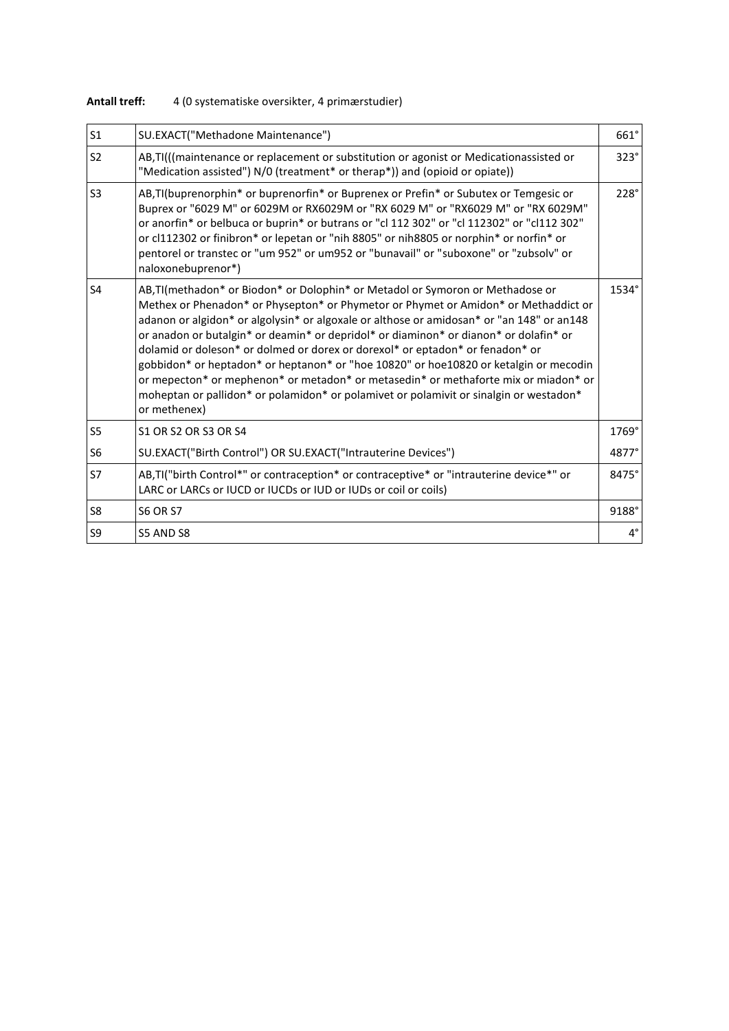**Antall treff:** 4 (0 systematiske oversikter, 4 primærstudier)

| | | |
|---|---|---|
| S1 | SU.EXACT("Methadone Maintenance") | 661° |
| S2 | AB,TI(((maintenance or replacement or substitution or agonist or Medicationassisted or "Medication assisted") N/0 (treatment* or therap*)) and (opioid or opiate)) | 323° |
| S3 | AB,TI(buprenorphin* or buprenorfin* or Buprenex or Prefin* or Subutex or Temgesic or Buprex or "6029 M" or 6029M or RX6029M or "RX 6029 M" or "RX6029 M" or "RX 6029M" or anorfin* or belbuca or buprin* or butrans or "cl 112 302" or "cl 112302" or "cl112 302" or cl112302 or finibron* or lepetan or "nih 8805" or nih8805 or norphin* or norfin* or pentorel or transtec or "um 952" or um952 or "bunavail" or "suboxone" or "zubsolv" or naloxonebuprenor*) | 228° |
| S4 | AB,TI(methadon* or Biodon* or Dolophin* or Metadol or Symoron or Methadose or Methex or Phenadon* or Physepton* or Phymetor or Phymet or Amidon* or Methaddict or adanon or algidon* or algolysin* or algoxale or althose or amidosan* or "an 148" or an148 or anadon or butalgin* or deamin* or depridol* or diaminon* or dianon* or dolafin* or dolamid or doleson* or dolmed or dorex or dorexol* or eptadon* or fenadon* or gobbidon* or heptadon* or heptanon* or "hoe 10820" or hoe10820 or ketalgin or mecodin or mepecton* or mephenon* or metadon* or metasedin* or methaforte mix or miadon* or moheptan or pallidon* or polamidon* or polamivet or polamivit or sinalgin or westadon* or methenex) | 1534° |
| S5 | S1 OR S2 OR S3 OR S4 | 1769° |
| S6 | SU.EXACT("Birth Control") OR SU.EXACT("Intrauterine Devices") | 4877° |
| S7 | AB,TI("birth Control*" or contraception* or contraceptive* or "intrauterine device*" or LARC or LARCs or IUCD or IUCDs or IUD or IUDs or coil or coils) | 8475° |
| S8 | S6 OR S7 | 9188° |
| S9 | S5 AND S8 | 4° |